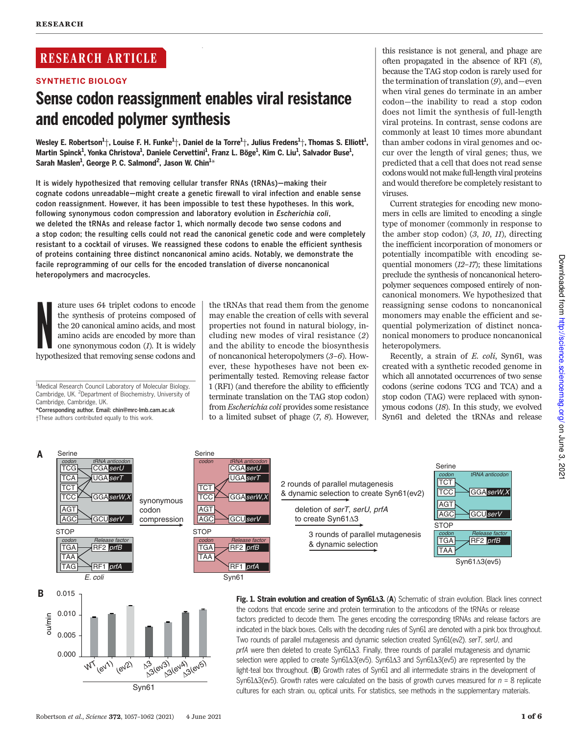RESEARCH ARTICLE

SYNTHETIC BIOLOGY

# Sense codon reassignment enables viral resistance and encoded polymer synthesis

Wesley E. Robertson[1]†, Louise F. H. Funke[1]†, Daniel de la Torre[1]†, Julius Fredens[1]†, Thomas S. Elliott[1], Martin Spinck[1], Yonka Christova[1], Daniele Cervettini[1], Franz L. Böge[1], Kim C. Liu[1], Salvador Buse[1], Sarah Maslen[1], George P. C. Salmond[2], Jason W. Chin[1]*

**It is widely hypothesized that removing cellular transfer RNAs (tRNAs)—making their cognate codons unreadable—might create a genetic firewall to viral infection and enable sense codon reassignment. However, it has been impossible to test these hypotheses. In this work, following synonymous codon compression and laboratory evolution in *Escherichia coli*, we deleted the tRNAs and release factor 1, which normally decode two sense codons and a stop codon; the resulting cells could not read the canonical genetic code and were completely resistant to a cocktail of viruses. We reassigned these codons to enable the efficient synthesis of proteins containing three distinct noncanonical amino acids. Notably, we demonstrate the facile reprogramming of our cells for the encoded translation of diverse noncanonical heteropolymers and macrocycles.**

Nature uses 64 triplet codons to encode the synthesis of proteins composed of the 20 canonical amino acids, and most amino acids are encoded by more than one synonymous codon (*1*). It is widely hypothesized that removing sense codons and the tRNAs that read them from the genome may enable the creation of cells with several properties not found in natural biology, including new modes of viral resistance (*2*) and the ability to encode the biosynthesis of noncanonical heteropolymers (*3*–*6*). However, these hypotheses have not been experimentally tested. Removing release factor 1 (RF1) (and therefore the ability to efficiently terminate translation on the TAG stop codon) from *Escherichia coli* provides some resistance to a limited subset of phage (*7*, *8*). However, this resistance is not general, and phage are often propagated in the absence of RF1 (*8*), because the TAG stop codon is rarely used for the termination of translation (*9*), and—even when viral genes do terminate in an amber codon—the inability to read a stop codon does not limit the synthesis of full-length viral proteins. In contrast, sense codons are commonly at least 10 times more abundant than amber codons in viral genomes and occur over the length of viral genes; thus, we predicted that a cell that does not read sense codons would not make full-length viral proteins and would therefore be completely resistant to viruses.

Current strategies for encoding new monomers in cells are limited to encoding a single type of monomer (commonly in response to the amber stop codon) (*3*, *10*, *11*), directing the inefficient incorporation of monomers or potentially incompatible with encoding sequential monomers (*12*–*17*); these limitations preclude the synthesis of noncanonical heteropolymer sequences composed entirely of noncanonical monomers. We hypothesized that reassigning sense codons to noncanonical monomers may enable the efficient and sequential polymerization of distinct noncanonical monomers to produce noncanonical heteropolymers.

Recently, a strain of *E. coli*, Syn61, was created with a synthetic recoded genome in which all annotated occurrences of two sense codons (serine codons TCG and TCA) and a stop codon (TAG) were replaced with synonymous codons (*18*). In this study, we evolved Syn61 and deleted the tRNAs and release

[1]Medical Research Council Laboratory of Molecular Biology, Cambridge, UK. [2]Department of Biochemistry, University of Cambridge, Cambridge, UK.
*Corresponding author. Email: chin@mrc-lmb.cam.ac.uk
†These authors contributed equally to this work.

**Fig. 1. Strain evolution and creation of Syn61Δ3.** (**A**) Schematic of strain evolution. Black lines connect the codons that encode serine and protein termination to the anticodons of the tRNAs or release factors predicted to decode them. The genes encoding the corresponding tRNAs and release factors are indicated in the black boxes. Cells with the decoding rules of Syn61 are denoted with a pink box throughout. Two rounds of parallel mutagenesis and dynamic selection created Syn61(ev2). *serT*, *serU*, and *prfA* were then deleted to create Syn61Δ3. Finally, three rounds of parallel mutagenesis and dynamic selection were applied to create Syn61Δ3(ev5). Syn61Δ3 and Syn61Δ3(ev5) are represented by the light-teal box throughout. (**B**) Growth rates of Syn61 and all intermediate strains in the development of Syn61Δ3(ev5). Growth rates were calculated on the basis of growth curves measured for *n* = 8 replicate cultures for each strain. ou, optical units. For statistics, see methods in the supplementary materials.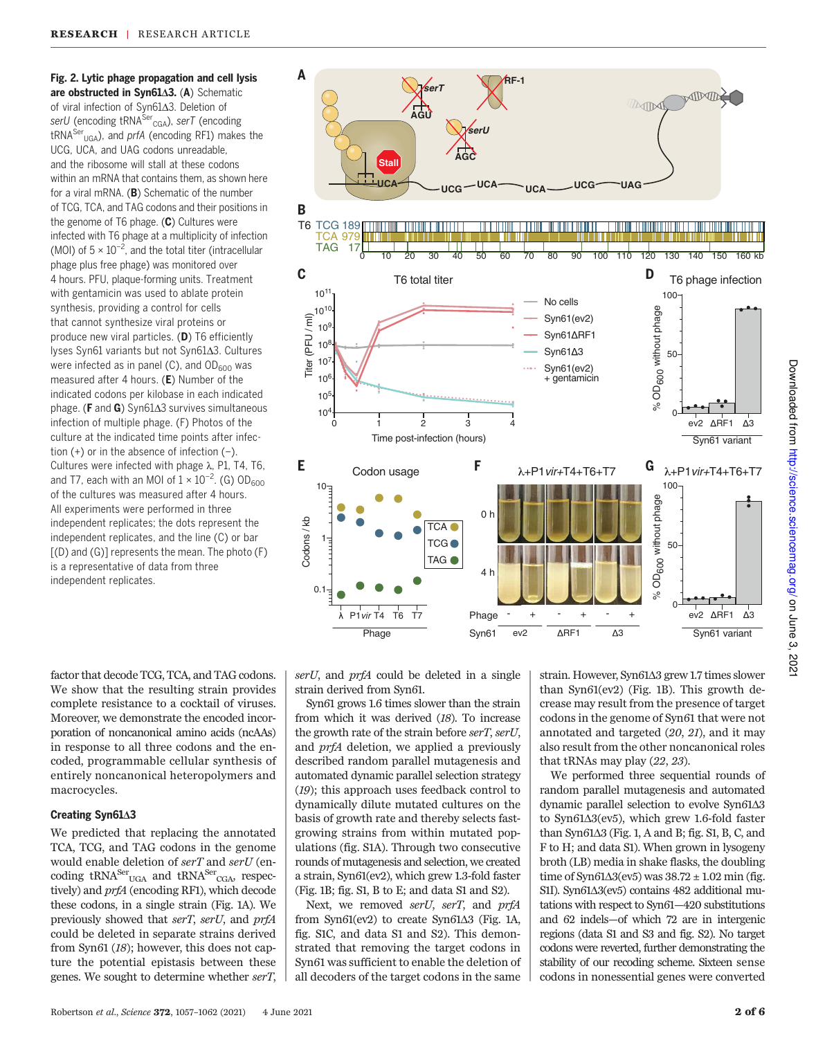**Fig. 2. Lytic phage propagation and cell lysis are obstructed in Syn61Δ3.** (**A**) Schematic of viral infection of Syn61Δ3. Deletion of *serU* (encoding tRNA$^{Ser}_{CGA}$), *serT* (encoding tRNA$^{Ser}_{UGA}$), and *prfA* (encoding RF1) makes the UCG, UCA, and UAG codons unreadable, and the ribosome will stall at these codons within an mRNA that contains them, as shown here for a viral mRNA. (**B**) Schematic of the number of TCG, TCA, and TAG codons and their positions in the genome of T6 phage. (**C**) Cultures were infected with T6 phage at a multiplicity of infection (MOI) of $5 \times 10^{-2}$, and the total titer (intracellular phage plus free phage) was monitored over 4 hours. PFU, plaque-forming units. Treatment with gentamicin was used to ablate protein synthesis, providing a control for cells that cannot synthesize viral proteins or produce new viral particles. (**D**) T6 efficiently lyses Syn61 variants but not Syn61Δ3. Cultures were infected as in panel (C), and $OD_{600}$ was measured after 4 hours. (**E**) Number of the indicated codons per kilobase in each indicated phage. (**F** and **G**) Syn61Δ3 survives simultaneous infection of multiple phage. (F) Photos of the culture at the indicated time points after infection (+) or in the absence of infection (–). Cultures were infected with phage λ, P1, T4, T6, and T7, each with an MOI of $1 \times 10^{-2}$. (G) $OD_{600}$ of the cultures was measured after 4 hours. All experiments were performed in three independent replicates; the dots represent the independent replicates, and the line (C) or bar [(D) and (G)] represents the mean. The photo (F) is a representative of data from three independent replicates.

factor that decode TCG, TCA, and TAG codons. We show that the resulting strain provides complete resistance to a cocktail of viruses. Moreover, we demonstrate the encoded incorporation of noncanonical amino acids (ncAAs) in response to all three codons and the encoded, programmable cellular synthesis of entirely noncanonical heteropolymers and macrocycles.

### Creating Syn61Δ3

We predicted that replacing the annotated TCA, TCG, and TAG codons in the genome would enable deletion of *serT* and *serU* (encoding tRNA$^{Ser}_{UGA}$ and tRNA$^{Ser}_{CGA}$, respectively) and *prfA* (encoding RF1), which decode these codons, in a single strain (Fig. 1A). We previously showed that *serT*, *serU*, and *prfA* could be deleted in separate strains derived from Syn61 (18); however, this does not capture the potential epistasis between these genes. We sought to determine whether *serT*, *serU*, and *prfA* could be deleted in a single strain derived from Syn61.

Syn61 grows 1.6 times slower than the strain from which it was derived (18). To increase the growth rate of the strain before *serT*, *serU*, and *prfA* deletion, we applied a previously described random parallel mutagenesis and automated dynamic parallel selection strategy (19); this approach uses feedback control to dynamically dilute mutated cultures on the basis of growth rate and thereby selects fast-growing strains from within mutated populations (fig. S1A). Through two consecutive rounds of mutagenesis and selection, we created a strain, Syn61(ev2), which grew 1.3-fold faster (Fig. 1B; fig. S1, B to E; and data S1 and S2).

Next, we removed *serU*, *serT*, and *prfA* from Syn61(ev2) to create Syn61Δ3 (Fig. 1A, fig. S1C, and data S1 and S2). This demonstrated that removing the target codons in Syn61 was sufficient to enable the deletion of all decoders of the target codons in the same strain. However, Syn61Δ3 grew 1.7 times slower than Syn61(ev2) (Fig. 1B). This growth decrease may result from the presence of target codons in the genome of Syn61 that were not annotated and targeted (20, 21), and it may also result from the other noncanonical roles that tRNAs may play (22, 23).

We performed three sequential rounds of random parallel mutagenesis and automated dynamic parallel selection to evolve Syn61Δ3 to Syn61Δ3(ev5), which grew 1.6-fold faster than Syn61Δ3 (Fig. 1, A and B; fig. S1, B, C, and F to H; and data S1). When grown in lysogeny broth (LB) media in shake flasks, the doubling time of Syn61Δ3(ev5) was 38.72 ± 1.02 min (fig. S1I). Syn61Δ3(ev5) contains 482 additional mutations with respect to Syn61—420 substitutions and 62 indels—of which 72 are in intergenic regions (data S1 and S3 and fig. S2). No target codons were reverted, further demonstrating the stability of our recoding scheme. Sixteen sense codons in nonessential genes were converted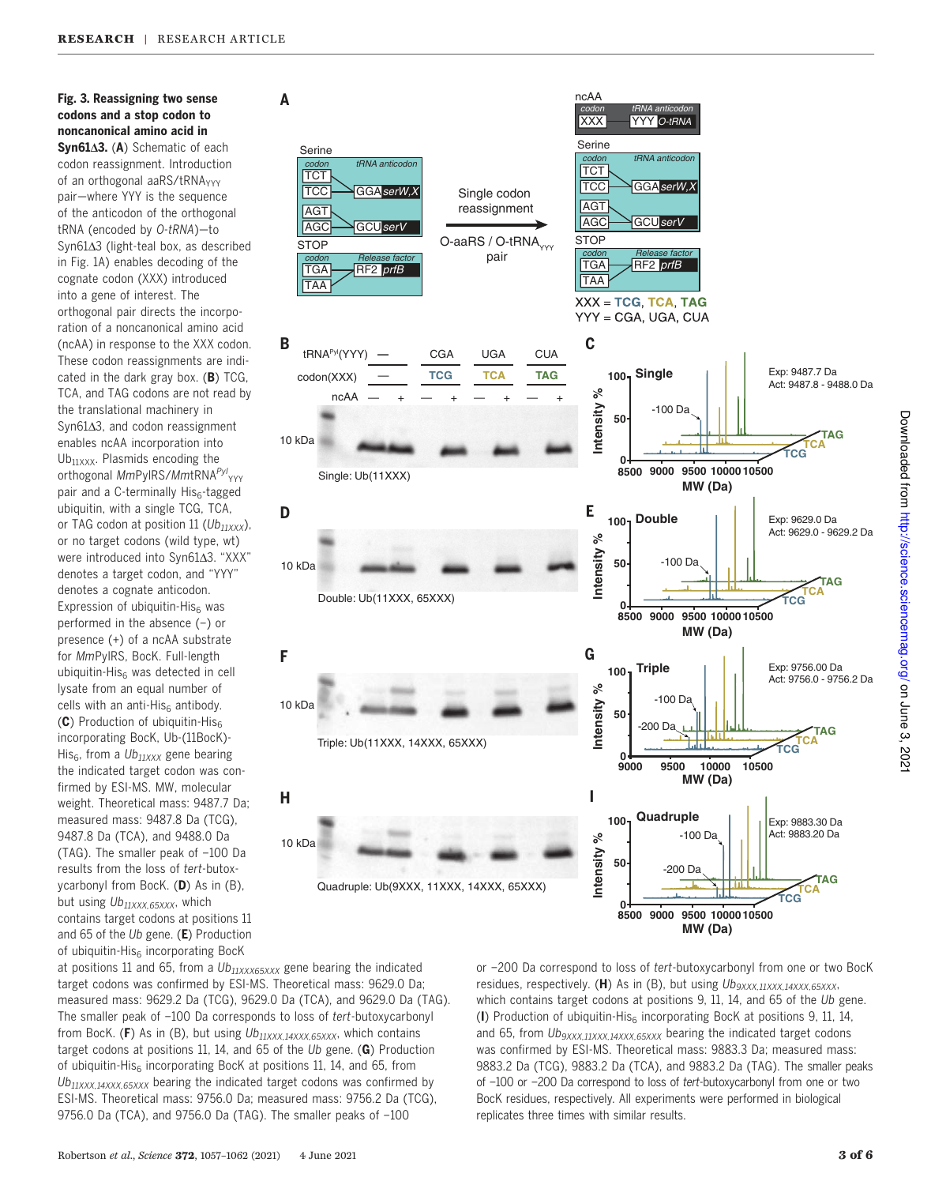**Fig. 3. Reassigning two sense codons and a stop codon to noncanonical amino acid in Syn61Δ3.** (**A**) Schematic of each codon reassignment. Introduction of an orthogonal aaRS/tRNA$_{YYY}$ pair—where YYY is the sequence of the anticodon of the orthogonal tRNA (encoded by *O-tRNA*)—to Syn61Δ3 (light-teal box, as described in Fig. 1A) enables decoding of the cognate codon (XXX) introduced into a gene of interest. The orthogonal pair directs the incorporation of a noncanonical amino acid (ncAA) in response to the XXX codon. These codon reassignments are indicated in the dark gray box. (**B**) TCG, TCA, and TAG codons are not read by the translational machinery in Syn61Δ3, and codon reassignment enables ncAA incorporation into Ub$_{11XXX}$. Plasmids encoding the orthogonal *Mm*PylRS/*Mm*tRNA$^{Pyl}_{YYY}$ pair and a C-terminally His$_6$-tagged ubiquitin, with a single TCG, TCA, or TAG codon at position 11 (*Ub$_{11XXX}$*), or no target codons (wild type, wt) were introduced into Syn61Δ3. “XXX” denotes a target codon, and “YYY” denotes a cognate anticodon. Expression of ubiquitin-His$_6$ was performed in the absence (–) or presence (+) of a ncAA substrate for *Mm*PylRS, BocK. Full-length ubiquitin-His$_6$ was detected in cell lysate from an equal number of cells with an anti-His$_6$ antibody. (**C**) Production of ubiquitin-His$_6$ incorporating BocK, Ub-(11BocK)-His$_6$, from a *Ub$_{11XXX}$* gene bearing the indicated target codon was confirmed by ESI-MS. MW, molecular weight. Theoretical mass: 9487.7 Da; measured mass: 9487.8 Da (TCG), 9487.8 Da (TCA), and 9488.0 Da (TAG). The smaller peak of –100 Da results from the loss of *tert*-butoxycarbonyl from BocK. (**D**) As in (B), but using *Ub$_{11XXX,65XXX}$*, which contains target codons at positions 11 and 65 of the *Ub* gene. (**E**) Production of ubiquitin-His$_6$ incorporating BocK at positions 11 and 65, from a *Ub$_{11XXX65XXX}$* gene bearing the indicated target codons was confirmed by ESI-MS. Theoretical mass: 9629.0 Da; measured mass: 9629.2 Da (TCG), 9629.0 Da (TCA), and 9629.0 Da (TAG). The smaller peak of –100 Da corresponds to loss of *tert*-butoxycarbonyl from BocK. (**F**) As in (B), but using *Ub$_{11XXX,14XXX,65XXX}$*, which contains target codons at positions 11, 14, and 65 of the *Ub* gene. (**G**) Production of ubiquitin-His$_6$ incorporating BocK at positions 11, 14, and 65, from *Ub$_{11XXX,14XXX,65XXX}$* bearing the indicated target codons was confirmed by ESI-MS. Theoretical mass: 9756.0 Da; measured mass: 9756.2 Da (TCG), 9756.0 Da (TCA), and 9756.0 Da (TAG). The smaller peaks of –100 or –200 Da correspond to loss of *tert*-butoxycarbonyl from one or two BocK residues, respectively. (**H**) As in (B), but using *Ub$_{9XXX,11XXX,14XXX,65XXX}$*, which contains target codons at positions 9, 11, 14, and 65 of the *Ub* gene. (**I**) Production of ubiquitin-His$_6$ incorporating BocK at positions 9, 11, 14, and 65, from *Ub$_{9XXX,11XXX,14XXX,65XXX}$* bearing the indicated target codons was confirmed by ESI-MS. Theoretical mass: 9883.3 Da; measured mass: 9883.2 Da (TCG), 9883.2 Da (TCA), and 9883.2 Da (TAG). The smaller peaks of –100 or –200 Da correspond to loss of *tert*-butoxycarbonyl from one or two BocK residues, respectively. All experiments were performed in biological replicates three times with similar results.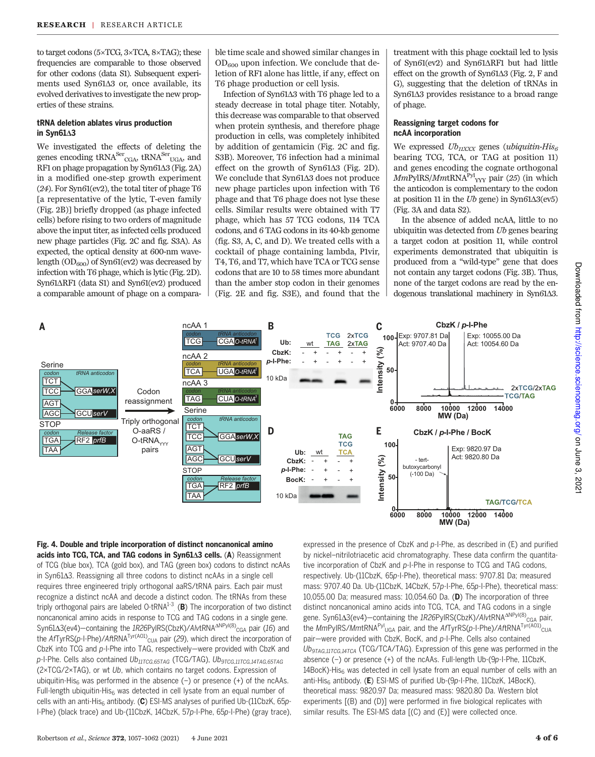to target codons (5×TCG, 3×TCA, 8×TAG); these frequencies are comparable to those observed for other codons (data S1). Subsequent experiments used Syn61Δ3 or, once available, its evolved derivatives to investigate the new properties of these strains.

### tRNA deletion ablates virus production in Syn61Δ3

We investigated the effects of deleting the genes encoding $tRNA^{Ser}_{CGA}$, $tRNA^{Ser}_{UGA}$, and RF1 on phage propagation by Syn61Δ3 (Fig. 2A) in a modified one-step growth experiment (*24*). For Syn61(ev2), the total titer of phage T6 [a representative of the lytic, T-even family (Fig. 2B)] briefly dropped (as phage infected cells) before rising to two orders of magnitude above the input titer, as infected cells produced new phage particles (Fig. 2C and fig. S3A). As expected, the optical density at 600-nm wavelength ($OD_{600}$) of Syn61(ev2) was decreased by infection with T6 phage, which is lytic (Fig. 2D). Syn61ΔRF1 (data S1) and Syn61(ev2) produced a comparable amount of phage on a comparable time scale and showed similar changes in $OD_{600}$ upon infection. We conclude that deletion of RF1 alone has little, if any, effect on T6 phage production or cell lysis.

Infection of Syn61Δ3 with T6 phage led to a steady decrease in total phage titer. Notably, this decrease was comparable to that observed when protein synthesis, and therefore phage production in cells, was completely inhibited by addition of gentamicin (Fig. 2C and fig. S3B). Moreover, T6 infection had a minimal effect on the growth of Syn61Δ3 (Fig. 2D). We conclude that Syn61Δ3 does not produce new phage particles upon infection with T6 phage and that T6 phage does not lyse these cells. Similar results were obtained with T7 phage, which has 57 TCG codons, 114 TCA codons, and 6 TAG codons in its 40-kb genome (fig. S3, A, C, and D). We treated cells with a cocktail of phage containing lambda, P1vir, T4, T6, and T7, which have TCA or TCG sense codons that are 10 to 58 times more abundant than the amber stop codon in their genomes (Fig. 2E and fig. S3E), and found that the treatment with this phage cocktail led to lysis of Syn61(ev2) and Syn61ΔRF1 but had little effect on the growth of Syn61Δ3 (Fig. 2, F and G), suggesting that the deletion of tRNAs in Syn61Δ3 provides resistance to a broad range of phage.

### Reassigning target codons for ncAA incorporation

We expressed $Ub_{11XXX}$ genes (*ubiquitin-His*$_6$ bearing TCG, TCA, or TAG at position 11) and genes encoding the cognate orthogonal *Mm*PylRS/*Mm*$tRNA^{Pyl}_{YYY}$ pair (*25*) (in which the anticodon is complementary to the codon at position 11 in the *Ub* gene) in Syn61Δ3(ev5) (Fig. 3A and data S2).

In the absence of added ncAA, little to no ubiquitin was detected from *Ub* genes bearing a target codon at position 11, while control experiments demonstrated that ubiquitin is produced from a "wild-type" gene that does not contain any target codons (Fig. 3B). Thus, none of the target codons are read by the endogenous translational machinery in Syn61Δ3.

**Fig. 4. Double and triple incorporation of distinct noncanonical amino acids into TCG, TCA, and TAG codons in Syn61Δ3 cells.** (**A**) Reassignment of TCG (blue box), TCA (gold box), and TAG (green box) codons to distinct ncAAs in Syn61Δ3. Reassigning all three codons to distinct ncAAs in a single cell requires three engineered triply orthogonal aaRS/tRNA pairs. Each pair must recognize a distinct ncAA and decode a distinct codon. The tRNAs from these triply orthogonal pairs are labeled O-tRNA[1-3]. (**B**) The incorporation of two distinct noncanonical amino acids in response to TCG and TAG codons in a single gene. Syn61Δ3(ev4)—containing the *1R26*PylRS(CbzK)/*Alv*$tRNA^{\Delta NPyl(8)}_{CGA}$ pair (*16*) and the *Af*TyrRS(*p*-I-Phe)/*Af*$tRNA^{Tyr(A01)}_{CUA}$ pair (*29*), which direct the incorporation of CbzK into TCG and *p*-I-Phe into TAG, respectively—were provided with CbzK and *p*-I-Phe. Cells also contained $Ub_{11TCG,65TAG}$ (TCG/TAG), $Ub_{9TCG,11TCG,14TAG,65TAG}$ (2×TCG/2×TAG), or wt *Ub*, which contains no target codons. Expression of ubiquitin-His$_6$ was performed in the absence (−) or presence (+) of the ncAAs. Full-length ubiquitin-His$_6$ was detected in cell lysate from an equal number of cells with an anti-His$_6$ antibody. (**C**) ESI-MS analyses of purified Ub-(11CbzK, 65*p*-I-Phe) (black trace) and Ub-(11CbzK, 14CbzK, 57*p*-I-Phe, 65*p*-I-Phe) (gray trace), expressed in the presence of CbzK and *p*-I-Phe, as described in (E) and purified by nickel–nitrilotriacetic acid chromatography. These data confirm the quantitative incorporation of CbzK and *p*-I-Phe in response to TCG and TAG codons, respectively. Ub-(11CbzK, 65*p*-I-Phe), theoretical mass: 9707.81 Da; measured mass: 9707.40 Da. Ub-(11CbzK, 14CbzK, 57*p*-I-Phe, 65*p*-I-Phe), theoretical mass: 10,055.00 Da; measured mass: 10,054.60 Da. (**D**) The incorporation of three distinct noncanonical amino acids into TCG, TCA, and TAG codons in a single gene. Syn61Δ3(ev4)—containing the *1R26*PylRS(CbzK)/*Alv*$tRNA^{\Delta NPyl(8)}_{CGA}$ pair, the *Mm*PylRS/*Mm*$tRNA^{Pyl}_{UGA}$ pair, and the *Af*TyrRS(*p*-I-Phe)/*Af*$tRNA^{Tyr(A01)}_{CUA}$ pair—were provided with CbzK, BocK, and *p*-I-Phe. Cells also contained $Ub_{9TAG,11TCG,14TCA}$ (TCG/TCA/TAG). Expression of this gene was performed in the absence (−) or presence (+) of the ncAAs. Full-length Ub-(9*p*-I-Phe, 11CbzK, 14BocK)-His$_6$ was detected in cell lysate from an equal number of cells with an anti-His$_6$ antibody. (**E**) ESI-MS of purified Ub-(9*p*-I-Phe, 11CbzK, 14BocK), theoretical mass: 9820.97 Da; measured mass: 9820.80 Da. Western blot experiments [(B) and (D)] were performed in five biological replicates with similar results. The ESI-MS data [(C) and (E)] were collected once.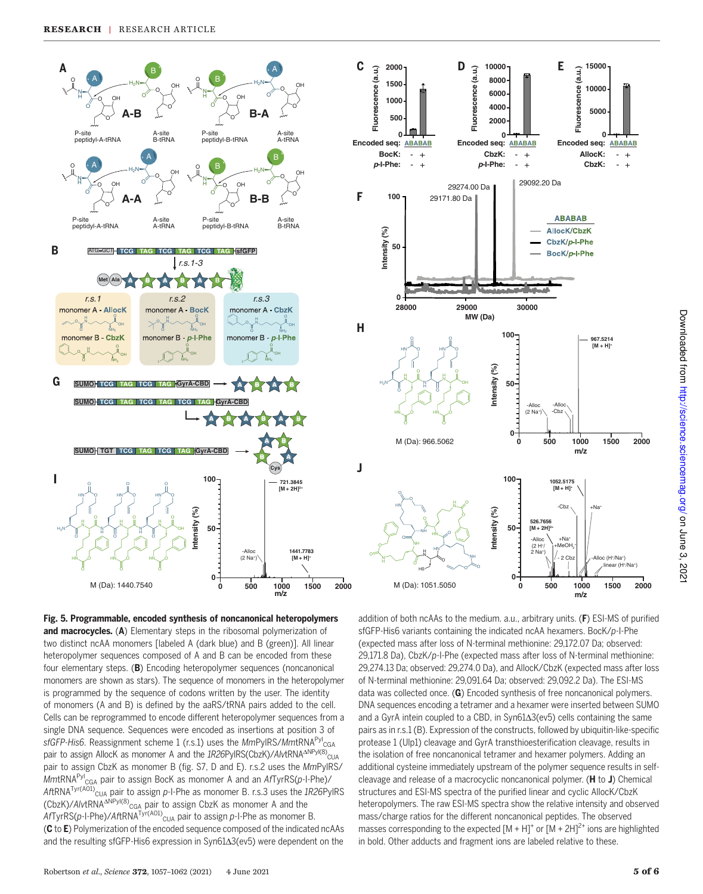**Fig. 5. Programmable, encoded synthesis of noncanonical heteropolymers and macrocycles.** (**A**) Elementary steps in the ribosomal polymerization of two distinct ncAA monomers [labeled A (dark blue) and B (green)]. All linear heteropolymer sequences composed of A and B can be encoded from these four elementary steps. (**B**) Encoding heteropolymer sequences (noncanonical monomers are shown as stars). The sequence of monomers in the heteropolymer is programmed by the sequence of codons written by the user. The identity of monomers (A and B) is defined by the aaRS/tRNA pairs added to the cell. Cells can be reprogrammed to encode different heteropolymer sequences from a single DNA sequence. Sequences were encoded as insertions at position 3 of *sfGFP-His6*. Reassignment scheme 1 (r.s.1) uses the *Mm*PylRS/*Mm*tRNA$^{Pyl}_{CGA}$ pair to assign AllocK as monomer A and the *1R26*PylRS(CbzK)/*Alv*tRNA$^{\Delta NPyl(8)}_{CUA}$ pair to assign CbzK as monomer B (fig. S7, D and E). r.s.2 uses the *Mm*PylRS/*Mm*tRNA$^{Pyl}_{CGA}$ pair to assign BocK as monomer A and an *Af*TyrRS(*p*-I-Phe)/*Af*tRNA$^{Tyr(A01)}_{CUA}$ pair to assign *p*-I-Phe as monomer B. r.s.3 uses the *1R26*PylRS(CbzK)/*Alv*tRNA$^{\Delta NPyl(8)}_{CGA}$ pair to assign CbzK as monomer A and the *Af*TyrRS(*p*-I-Phe)/*Af*tRNA$^{Tyr(A01)}_{CUA}$ pair to assign *p*-I-Phe as monomer B. (**C** to **E**) Polymerization of the encoded sequence composed of the indicated ncAAs and the resulting sfGFP-His6 expression in Syn61Δ3(ev5) were dependent on the addition of both ncAAs to the medium. a.u., arbitrary units. (**F**) ESI-MS of purified sfGFP-His6 variants containing the indicated ncAA hexamers. BocK/*p*-I-Phe (expected mass after loss of N-terminal methionine: 29,172.07 Da; observed: 29,171.8 Da), CbzK/*p*-I-Phe (expected mass after loss of N-terminal methionine: 29,274.13 Da; observed: 29,274.0 Da), and AllocK/CbzK (expected mass after loss of N-terminal methionine: 29,091.64 Da; observed: 29,092.2 Da). The ESI-MS data was collected once. (**G**) Encoded synthesis of free noncanonical polymers. DNA sequences encoding a tetramer and a hexamer were inserted between SUMO and a GyrA intein coupled to a CBD, in Syn61Δ3(ev5) cells containing the same pairs as in r.s.1 (B). Expression of the constructs, followed by ubiquitin-like-specific protease 1 (Ulp1) cleavage and GyrA transthioesterification cleavage, results in the isolation of free noncanonical tetramer and hexamer polymers. Adding an additional cysteine immediately upstream of the polymer sequence results in self-cleavage and release of a macrocyclic noncanonical polymer. (**H** to **J**) Chemical structures and ESI-MS spectra of the purified linear and cyclic AllocK/CbzK heteropolymers. The raw ESI-MS spectra show the relative intensity and observed mass/charge ratios for the different noncanonical peptides. The observed masses corresponding to the expected $[M + H]^+$ or $[M + 2H]^{2+}$ ions are highlighted in bold. Other adducts and fragment ions are labeled relative to these.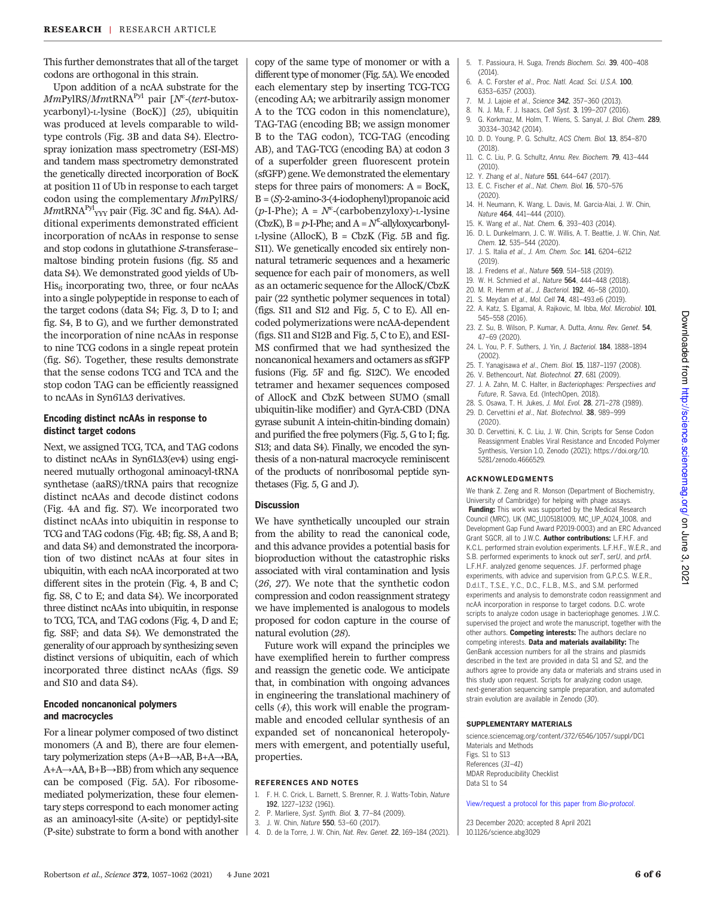This further demonstrates that all of the target codons are orthogonal in this strain.

Upon addition of a ncAA substrate for the *Mm*PylRS/*Mm*tRNA$^{Pyl}$ pair [$N^{\varepsilon}$-(*tert*-butoxycarbonyl)-L-lysine (BocK)] (*25*), ubiquitin was produced at levels comparable to wild-type controls (Fig. 3B and data S4). Electrospray ionization mass spectrometry (ESI-MS) and tandem mass spectrometry demonstrated the genetically directed incorporation of BocK at position 11 of Ub in response to each target codon using the complementary *Mm*PylRS/*Mm*tRNA$^{Pyl}_{YYY}$ pair (Fig. 3C and fig. S4A). Additional experiments demonstrated efficient incorporation of ncAAs in response to sense and stop codons in glutathione *S*-transferase–maltose binding protein fusions (fig. S5 and data S4). We demonstrated good yields of Ub-$His_6$ incorporating two, three, or four ncAAs into a single polypeptide in response to each of the target codons (data S4; Fig. 3, D to I; and fig. S4, B to G), and we further demonstrated the incorporation of nine ncAAs in response to nine TCG codons in a single repeat protein (fig. S6). Together, these results demonstrate that the sense codons TCG and TCA and the stop codon TAG can be efficiently reassigned to ncAAs in Syn61Δ3 derivatives.

### Encoding distinct ncAAs in response to distinct target codons

Next, we assigned TCG, TCA, and TAG codons to distinct ncAAs in Syn61Δ3(ev4) using engineered mutually orthogonal aminoacyl-tRNA synthetase (aaRS)/tRNA pairs that recognize distinct ncAAs and decode distinct codons (Fig. 4A and fig. S7). We incorporated two distinct ncAAs into ubiquitin in response to TCG and TAG codons (Fig. 4B; fig. S8, A and B; and data S4) and demonstrated the incorporation of two distinct ncAAs at four sites in ubiquitin, with each ncAA incorporated at two different sites in the protein (Fig. 4, B and C; fig. S8, C to E; and data S4). We incorporated three distinct ncAAs into ubiquitin, in response to TCG, TCA, and TAG codons (Fig. 4, D and E; fig. S8F; and data S4). We demonstrated the generality of our approach by synthesizing seven distinct versions of ubiquitin, each of which incorporated three distinct ncAAs (figs. S9 and S10 and data S4).

### Encoded noncanonical polymers and macrocycles

For a linear polymer composed of two distinct monomers (A and B), there are four elementary polymerization steps (A+B→AB, B+A→BA, A+A→AA, B+B→BB) from which any sequence can be composed (Fig. 5A). For ribosome-mediated polymerization, these four elementary steps correspond to each monomer acting as an aminoacyl-site (A-site) or peptidyl-site (P-site) substrate to form a bond with another copy of the same type of monomer or with a different type of monomer (Fig. 5A). We encoded each elementary step by inserting TCG-TCG (encoding AA; we arbitrarily assign monomer A to the TCG codon in this nomenclature), TAG-TAG (encoding BB; we assign monomer B to the TAG codon), TCG-TAG (encoding AB), and TAG-TCG (encoding BA) at codon 3 of a superfolder green fluorescent protein (sfGFP) gene. We demonstrated the elementary steps for three pairs of monomers: A = BocK, B = (*S*)-2-amino-3-(4-iodophenyl)propanoic acid (*p*-I-Phe); A = $N^{\varepsilon}$-(carbobenzyloxy)-L-lysine (CbzK), B = *p*-I-Phe; and A = $N^{\varepsilon}$-allyloxycarbonyl-L-lysine (AllocK), B = CbzK (Fig. 5B and fig. S11). We genetically encoded six entirely non-natural tetrameric sequences and a hexameric sequence for each pair of monomers, as well as an octameric sequence for the AllocK/CbzK pair (22 synthetic polymer sequences in total) (figs. S11 and S12 and Fig. 5, C to E). All encoded polymerizations were ncAA-dependent (figs. S11 and S12B and Fig. 5, C to E), and ESI-MS confirmed that we had synthesized the noncanonical hexamers and octamers as sfGFP fusions (Fig. 5F and fig. S12C). We encoded tetramer and hexamer sequences composed of AllocK and CbzK between SUMO (small ubiquitin-like modifier) and GyrA-CBD (DNA gyrase subunit A intein-chitin-binding domain) and purified the free polymers (Fig. 5, G to I; fig. S13; and data S4). Finally, we encoded the synthesis of a non-natural macrocycle reminiscent of the products of nonribosomal peptide synthetases (Fig. 5, G and J).

### Discussion

We have synthetically uncoupled our strain from the ability to read the canonical code, and this advance provides a potential basis for bioproduction without the catastrophic risks associated with viral contamination and lysis (*26*, *27*). We note that the synthetic codon compression and codon reassignment strategy we have implemented is analogous to models proposed for codon capture in the course of natural evolution (*28*).

Future work will expand the principles we have exemplified herein to further compress and reassign the genetic code. We anticipate that, in combination with ongoing advances in engineering the translational machinery of cells (*4*), this work will enable the programmable and encoded cellular synthesis of an expanded set of noncanonical heteropolymers with emergent, and potentially useful, properties.

### REFERENCES AND NOTES

1. F. H. C. Crick, L. Barnett, S. Brenner, R. J. Watts-Tobin, *Nature* **192**, 1227–1232 (1961).
2. P. Marliere, *Syst. Synth. Biol.* **3**, 77–84 (2009).
3. J. W. Chin, *Nature* **550**, 53–60 (2017).
4. D. de la Torre, J. W. Chin, *Nat. Rev. Genet.* **22**, 169–184 (2021).
5. T. Passioura, H. Suga, *Trends Biochem. Sci.* **39**, 400–408 (2014).
6. A. C. Forster *et al.*, *Proc. Natl. Acad. Sci. U.S.A.* **100**, 6353–6357 (2003).
7. M. J. Lajoie *et al.*, *Science* **342**, 357–360 (2013).
8. N. J. Ma, F. J. Isaacs, *Cell Syst.* **3**, 199–207 (2016).
9. G. Korkmaz, M. Holm, T. Wiens, S. Sanyal, *J. Biol. Chem.* **289**, 30334–30342 (2014).
10. D. D. Young, P. G. Schultz, *ACS Chem. Biol.* **13**, 854–870 (2018).
11. C. C. Liu, P. G. Schultz, *Annu. Rev. Biochem.* **79**, 413–444 (2010).
12. Y. Zhang *et al.*, *Nature* **551**, 644–647 (2017).
13. E. C. Fischer *et al.*, *Nat. Chem. Biol.* **16**, 570–576 (2020).
14. H. Neumann, K. Wang, L. Davis, M. Garcia-Alai, J. W. Chin, *Nature* **464**, 441–444 (2010).
15. K. Wang *et al.*, *Nat. Chem.* **6**, 393–403 (2014).
16. D. L. Dunkelmann, J. C. W. Willis, A. T. Beattie, J. W. Chin, *Nat. Chem.* **12**, 535–544 (2020).
17. J. S. Italia *et al.*, *J. Am. Chem. Soc.* **141**, 6204–6212 (2019).
18. J. Fredens *et al.*, *Nature* **569**, 514–518 (2019).
19. W. H. Schmied *et al.*, *Nature* **564**, 444–448 (2018).
20. M. R. Hemm *et al.*, *J. Bacteriol.* **192**, 46–58 (2010).
21. S. Meydan *et al.*, *Mol. Cell* **74**, 481–493.e6 (2019).
22. A. Katz, S. Elgamal, A. Rajkovic, M. Ibba, *Mol. Microbiol.* **101**, 545–558 (2016).
23. Z. Su, B. Wilson, P. Kumar, A. Dutta, *Annu. Rev. Genet.* **54**, 47–69 (2020).
24. L. You, P. F. Suthers, J. Yin, *J. Bacteriol.* **184**, 1888–1894 (2002).
25. T. Yanagisawa *et al.*, *Chem. Biol.* **15**, 1187–1197 (2008).
26. V. Bethencourt, *Nat. Biotechnol.* **27**, 681 (2009).
27. J. A. Zahn, M. C. Halter, in *Bacteriophages: Perspectives and Future*, R. Savva, Ed. (IntechOpen, 2018).
28. S. Osawa, T. H. Jukes, *J. Mol. Evol.* **28**, 271–278 (1989).
29. D. Cervettini *et al.*, *Nat. Biotechnol.* **38**, 989–999 (2020).
30. D. Cervettini, K. C. Liu, J. W. Chin, Scripts for Sense Codon Reassignment Enables Viral Resistance and Encoded Polymer Synthesis, Version 1.0, Zenodo (2021); https://doi.org/10.5281/zenodo.4666529.

### ACKNOWLEDGMENTS

We thank Z. Zeng and R. Monson (Department of Biochemistry, University of Cambridge) for helping with phage assays. **Funding:** This work was supported by the Medical Research Council (MRC), UK (MC_U105181009, MC_UP_A024_1008, and Development Gap Fund Award P2019-0003) and an ERC Advanced Grant SGCR, all to J.W.C. **Author contributions:** L.F.H.F. and K.C.L. performed strain evolution experiments. L.F.H.F., W.E.R., and S.B. performed experiments to knock out *serT*, *serU*, and *prfA*. L.F.H.F. analyzed genome sequences. J.F. performed phage experiments, with advice and supervision from G.P.C.S. W.E.R., D.d.l.T., T.S.E., Y.C., D.C., F.L.B., M.S., and S.M. performed experiments and analysis to demonstrate codon reassignment and ncAA incorporation in response to target codons. D.C. wrote scripts to analyze codon usage in bacteriophage genomes. J.W.C. supervised the project and wrote the manuscript, together with the other authors. **Competing interests:** The authors declare no competing interests. **Data and materials availability:** The GenBank accession numbers for all the strains and plasmids described in the text are provided in data S1 and S2, and the authors agree to provide any data or materials and strains used in this study upon request. Scripts for analyzing codon usage, next-generation sequencing sample preparation, and automated strain evolution are available in Zenodo (*30*).

### SUPPLEMENTARY MATERIALS

science.sciencemag.org/content/372/6546/1057/suppl/DC1
Materials and Methods
Figs. S1 to S13
References (*31*–*41*)
MDAR Reproducibility Checklist
Data S1 to S4

View/request a protocol for this paper from *Bio-protocol*.

23 December 2020; accepted 8 April 2021
10.1126/science.abg3029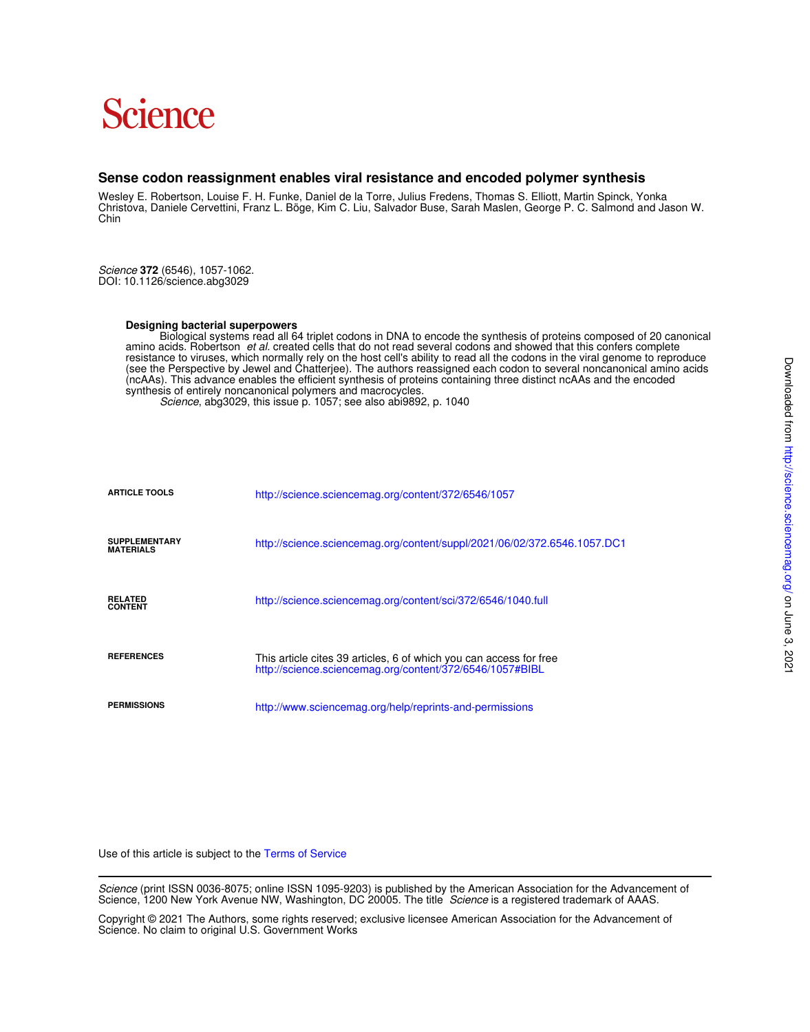Science

# Sense codon reassignment enables viral resistance and encoded polymer synthesis

Wesley E. Robertson, Louise F. H. Funke, Daniel de la Torre, Julius Fredens, Thomas S. Elliott, Martin Spinck, Yonka Christova, Daniele Cervettini, Franz L. Böge, Kim C. Liu, Salvador Buse, Sarah Maslen, George P. C. Salmond and Jason W. Chin

*Science* **372** (6546), 1057-1062.
DOI: 10.1126/science.abg3029

**Designing bacterial superpowers**

Biological systems read all 64 triplet codons in DNA to encode the synthesis of proteins composed of 20 canonical amino acids. Robertson *et al.* created cells that do not read several codons and showed that this confers complete resistance to viruses, which normally rely on the host cell's ability to read all the codons in the viral genome to reproduce (see the Perspective by Jewel and Chatterjee). The authors reassigned each codon to several noncanonical amino acids (ncAAs). This advance enables the efficient synthesis of proteins containing three distinct ncAAs and the encoded synthesis of entirely noncanonical polymers and macrocycles.

*Science*, abg3029, this issue p. 1057; see also abi9892, p. 1040

| | |
|---|---|
| **ARTICLE TOOLS** | http://science.sciencemag.org/content/372/6546/1057 |
| **SUPPLEMENTARY MATERIALS** | http://science.sciencemag.org/content/suppl/2021/06/02/372.6546.1057.DC1 |
| **RELATED CONTENT** | http://science.sciencemag.org/content/sci/372/6546/1040.full |
| **REFERENCES** | This article cites 39 articles, 6 of which you can access for free http://science.sciencemag.org/content/372/6546/1057#BIBL |
| **PERMISSIONS** | http://www.sciencemag.org/help/reprints-and-permissions |

Use of this article is subject to the Terms of Service

*Science* (print ISSN 0036-8075; online ISSN 1095-9203) is published by the American Association for the Advancement of Science, 1200 New York Avenue NW, Washington, DC 20005. The title *Science* is a registered trademark of AAAS.

Copyright © 2021 The Authors, some rights reserved; exclusive licensee American Association for the Advancement of Science. No claim to original U.S. Government Works